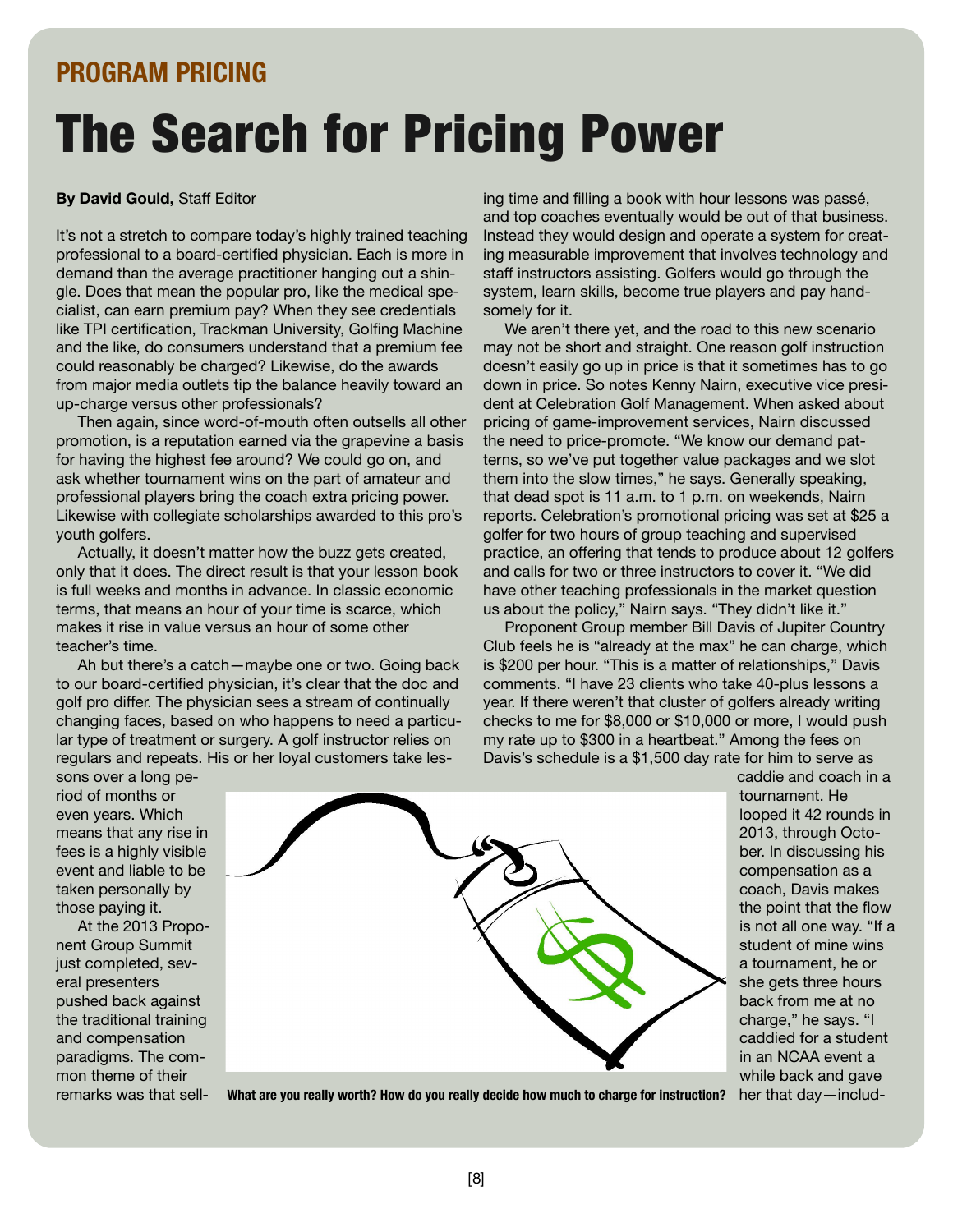## PROGRAM PRICING

# The Search for Pricing Power

**By David Gould,** Staff Editor

It's not a stretch to compare today's highly trained teaching professional to a board-certified physician. Each is more in demand than the average practitioner hanging out a shingle. Does that mean the popular pro, like the medical specialist, can earn premium pay? When they see credentials like TPI certification, Trackman University, Golfing Machine and the like, do consumers understand that a premium fee could reasonably be charged? Likewise, do the awards from major media outlets tip the balance heavily toward an up-charge versus other professionals?

Then again, since word-of-mouth often outsells all other promotion, is a reputation earned via the grapevine a basis for having the highest fee around? We could go on, and ask whether tournament wins on the part of amateur and professional players bring the coach extra pricing power. Likewise with collegiate scholarships awarded to this pro's youth golfers.

Actually, it doesn't matter how the buzz gets created, only that it does. The direct result is that your lesson book is full weeks and months in advance. In classic economic terms, that means an hour of your time is scarce, which makes it rise in value versus an hour of some other teacher's time.

Ah but there's a catch—maybe one or two. Going back to our board-certified physician, it's clear that the doc and golf pro differ. The physician sees a stream of continually changing faces, based on who happens to need a particular type of treatment or surgery. A golf instructor relies on regulars and repeats. His or her loyal customers take lessons over a long period of months or even years. Which means that any rise in fees is a highly visible event and liable to be taken personally by those paying it.

At the 2013 Proponent Group Summit just completed, several presenters pushed back against the traditional training and compensation paradigms. The common theme of their remarks was that selling time and filling a book with hour lessons was passé, and top coaches eventually would be out of that business. Instead they would design and operate a system for creating measurable improvement that involves technology and staff instructors assisting. Golfers would go through the system, learn skills, become true players and pay handsomely for it.

We aren't there yet, and the road to this new scenario may not be short and straight. One reason golf instruction doesn't easily go up in price is that it sometimes has to go down in price. So notes Kenny Nairn, executive vice president at Celebration Golf Management. When asked about pricing of game-improvement services, Nairn discussed the need to price-promote. "We know our demand patterns, so we've put together value packages and we slot them into the slow times," he says. Generally speaking, that dead spot is 11 a.m. to 1 p.m. on weekends, Nairn reports. Celebration's promotional pricing was set at $25 a golfer for two hours of group teaching and supervised practice, an offering that tends to produce about 12 golfers and calls for two or three instructors to cover it. "We did have other teaching professionals in the market question us about the policy," Nairn says. "They didn't like it."

Proponent Group member Bill Davis of Jupiter Country Club feels he is "already at the max" he can charge, which is $200 per hour. "This is a matter of relationships," Davis comments. "I have 23 clients who take 40-plus lessons a year. If there weren't that cluster of golfers already writing checks to me for $8,000 or $10,000 or more, I would push my rate up to $300 in a heartbeat." Among the fees on Davis's schedule is a $1,500 day rate for him to serve as caddie and coach in a tournament. He looped it 42 rounds in 2013, through October. In discussing his compensation as a coach, Davis makes the point that the flow is not all one way. "If a student of mine wins a tournament, he or she gets three hours back from me at no charge," he says. "I caddied for a student in an NCAA event a while back and gave her that day—includ-

**What are you really worth? How do you really decide how much to charge for instruction?**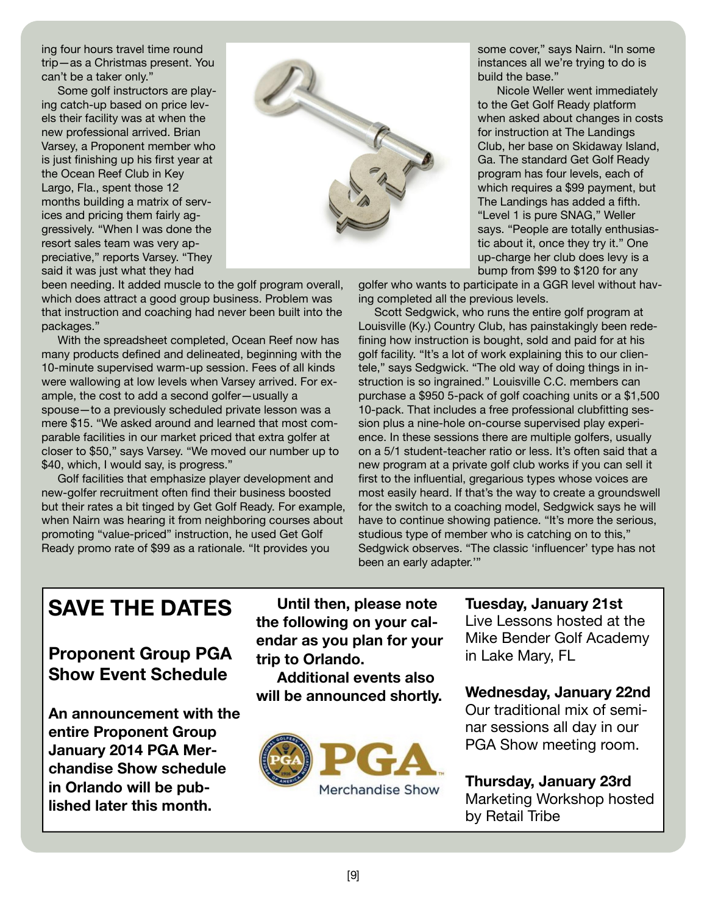ing four hours travel time round trip—as a Christmas present. You can't be a taker only."

Some golf instructors are playing catch-up based on price levels their facility was at when the new professional arrived. Brian Varsey, a Proponent member who is just finishing up his first year at the Ocean Reef Club in Key Largo, Fla., spent those 12 months building a matrix of services and pricing them fairly aggressively. "When I was done the resort sales team was very appreciative," reports Varsey. "They said it was just what they had been needing. It added muscle to the golf program overall, which does attract a good group business. Problem was that instruction and coaching had never been built into the packages."

With the spreadsheet completed, Ocean Reef now has many products defined and delineated, beginning with the 10-minute supervised warm-up session. Fees of all kinds were wallowing at low levels when Varsey arrived. For example, the cost to add a second golfer—usually a spouse—to a previously scheduled private lesson was a mere $15. "We asked around and learned that most comparable facilities in our market priced that extra golfer at closer to $50," says Varsey. "We moved our number up to $40, which, I would say, is progress."

Golf facilities that emphasize player development and new-golfer recruitment often find their business boosted but their rates a bit tinged by Get Golf Ready. For example, when Nairn was hearing it from neighboring courses about promoting "value-priced" instruction, he used Get Golf Ready promo rate of $99 as a rationale. "It provides you some cover," says Nairn. "In some instances all we're trying to do is build the base."

Nicole Weller went immediately to the Get Golf Ready platform when asked about changes in costs for instruction at The Landings Club, her base on Skidaway Island, Ga. The standard Get Golf Ready program has four levels, each of which requires a $99 payment, but The Landings has added a fifth. "Level 1 is pure SNAG," Weller says. "People are totally enthusiastic about it, once they try it." One up-charge her club does levy is a bump from $99 to $120 for any golfer who wants to participate in a GGR level without having completed all the previous levels.

Scott Sedgwick, who runs the entire golf program at Louisville (Ky.) Country Club, has painstakingly been redefining how instruction is bought, sold and paid for at his golf facility. "It's a lot of work explaining this to our clientele," says Sedgwick. "The old way of doing things in instruction is so ingrained." Louisville C.C. members can purchase a $950 5-pack of golf coaching units or a $1,500 10-pack. That includes a free professional clubfitting session plus a nine-hole on-course supervised play experience. In these sessions there are multiple golfers, usually on a 5/1 student-teacher ratio or less. It's often said that a new program at a private golf club works if you can sell it first to the influential, gregarious types whose voices are most easily heard. If that's the way to create a groundswell for the switch to a coaching model, Sedgwick says he will have to continue showing patience. "It's more the serious, studious type of member who is catching on to this," Sedgwick observes. "The classic 'influencer' type has not been an early adapter.'"

# SAVE THE DATES

## Proponent Group PGA Show Event Schedule

**An announcement with the entire Proponent Group January 2014 PGA Merchandise Show schedule in Orlando will be published later this month.**

**Until then, please note the following on your calendar as you plan for your trip to Orlando.**

**Additional events also will be announced shortly.**

PGA Merchandise Show

**Tuesday, January 21st**
Live Lessons hosted at the Mike Bender Golf Academy in Lake Mary, FL

**Wednesday, January 22nd**
Our traditional mix of seminar sessions all day in our PGA Show meeting room.

**Thursday, January 23rd**
Marketing Workshop hosted by Retail Tribe